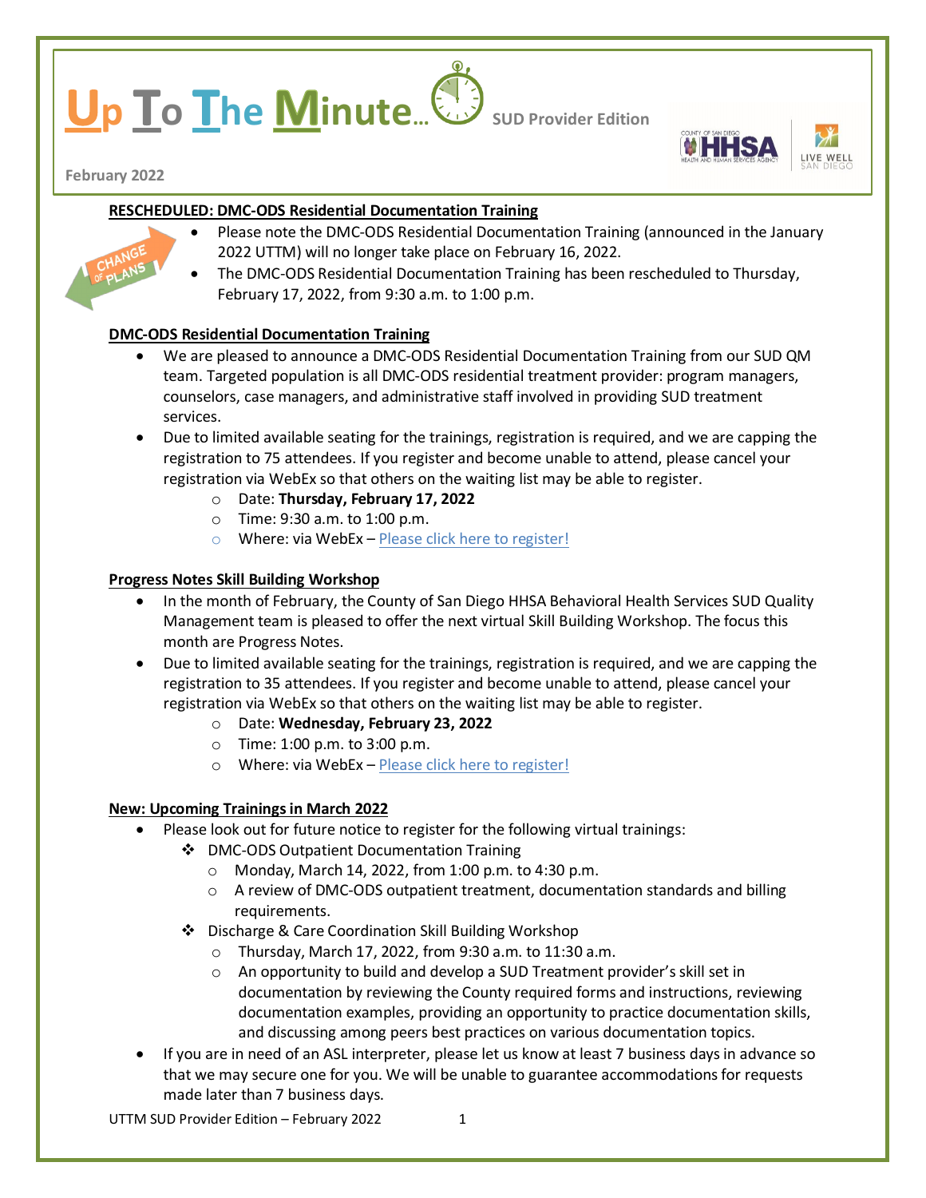# Up To The Minute… SUD Provider Edition

February 2022

## RESCHEDULED: DMC-ODS Residential Documentation Training

- Please note the DMC-ODS Residential Documentation Training (announced in the January 2022 UTTM) will no longer take place on February 16, 2022.
- The DMC-ODS Residential Documentation Training has been rescheduled to Thursday, February 17, 2022, from 9:30 a.m. to 1:00 p.m.

## DMC-ODS Residential Documentation Training

- We are pleased to announce a DMC-ODS Residential Documentation Training from our SUD QM team. Targeted population is all DMC-ODS residential treatment provider: program managers, counselors, case managers, and administrative staff involved in providing SUD treatment services.
- Due to limited available seating for the trainings, registration is required, and we are capping the registration to 75 attendees. If you register and become unable to attend, please cancel your registration via WebEx so that others on the waiting list may be able to register.
  - Date: **Thursday, February 17, 2022**
  - Time: 9:30 a.m. to 1:00 p.m.
  - Where: via WebEx – Please click here to register!

## Progress Notes Skill Building Workshop

- In the month of February, the County of San Diego HHSA Behavioral Health Services SUD Quality Management team is pleased to offer the next virtual Skill Building Workshop. The focus this month are Progress Notes.
- Due to limited available seating for the trainings, registration is required, and we are capping the registration to 35 attendees. If you register and become unable to attend, please cancel your registration via WebEx so that others on the waiting list may be able to register.
  - Date: **Wednesday, February 23, 2022**
  - Time: 1:00 p.m. to 3:00 p.m.
  - Where: via WebEx – Please click here to register!

## New: Upcoming Trainings in March 2022

- Please look out for future notice to register for the following virtual trainings:
  - DMC-ODS Outpatient Documentation Training
    - Monday, March 14, 2022, from 1:00 p.m. to 4:30 p.m.
    - A review of DMC-ODS outpatient treatment, documentation standards and billing requirements.
  - Discharge & Care Coordination Skill Building Workshop
    - Thursday, March 17, 2022, from 9:30 a.m. to 11:30 a.m.
    - An opportunity to build and develop a SUD Treatment provider's skill set in documentation by reviewing the County required forms and instructions, reviewing documentation examples, providing an opportunity to practice documentation skills, and discussing among peers best practices on various documentation topics.
- If you are in need of an ASL interpreter, please let us know at least 7 business days in advance so that we may secure one for you. We will be unable to guarantee accommodations for requests made later than 7 business days.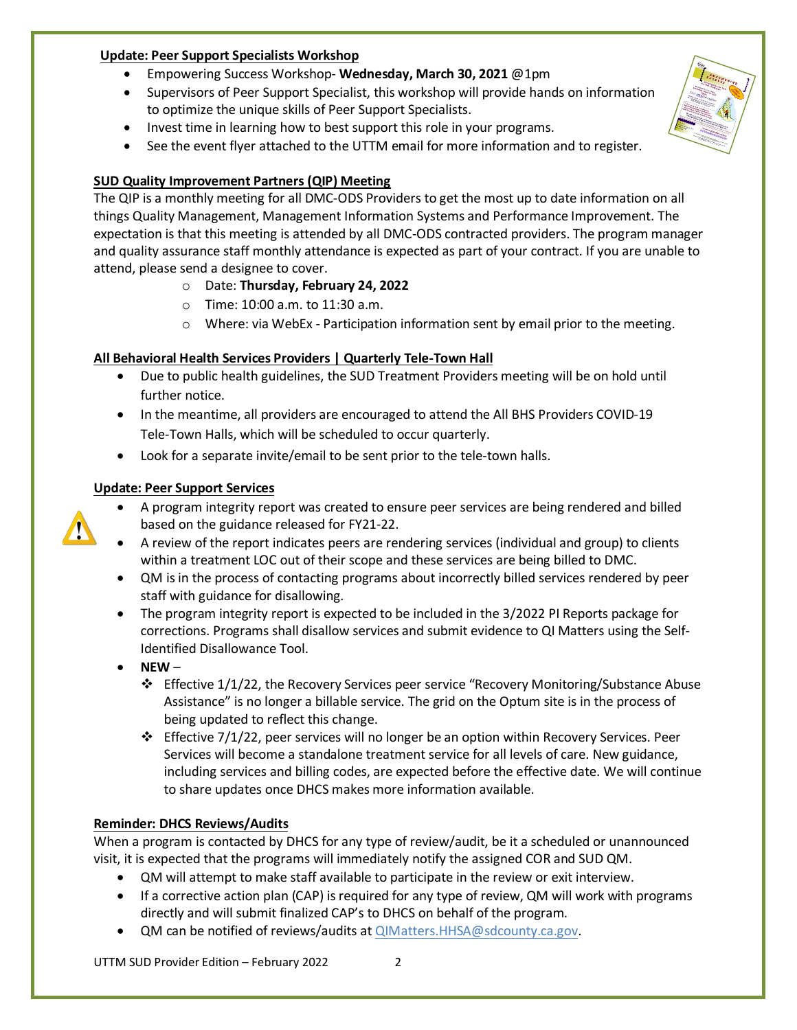**Update: Peer Support Specialists Workshop**

- Empowering Success Workshop- **Wednesday, March 30, 2021** @1pm
- Supervisors of Peer Support Specialist, this workshop will provide hands on information to optimize the unique skills of Peer Support Specialists.
- Invest time in learning how to best support this role in your programs.
- See the event flyer attached to the UTTM email for more information and to register.

**SUD Quality Improvement Partners (QIP) Meeting**

The QIP is a monthly meeting for all DMC-ODS Providers to get the most up to date information on all things Quality Management, Management Information Systems and Performance Improvement. The expectation is that this meeting is attended by all DMC-ODS contracted providers. The program manager and quality assurance staff monthly attendance is expected as part of your contract. If you are unable to attend, please send a designee to cover.

- Date: **Thursday, February 24, 2022**
- Time: 10:00 a.m. to 11:30 a.m.
- Where: via WebEx - Participation information sent by email prior to the meeting.

**All Behavioral Health Services Providers | Quarterly Tele-Town Hall**

- Due to public health guidelines, the SUD Treatment Providers meeting will be on hold until further notice.
- In the meantime, all providers are encouraged to attend the All BHS Providers COVID-19 Tele-Town Halls, which will be scheduled to occur quarterly.
- Look for a separate invite/email to be sent prior to the tele-town halls.

**Update: Peer Support Services**

- A program integrity report was created to ensure peer services are being rendered and billed based on the guidance released for FY21-22.
- A review of the report indicates peers are rendering services (individual and group) to clients within a treatment LOC out of their scope and these services are being billed to DMC.
- QM is in the process of contacting programs about incorrectly billed services rendered by peer staff with guidance for disallowing.
- The program integrity report is expected to be included in the 3/2022 PI Reports package for corrections. Programs shall disallow services and submit evidence to QI Matters using the Self-Identified Disallowance Tool.
- **NEW** –
  - Effective 1/1/22, the Recovery Services peer service "Recovery Monitoring/Substance Abuse Assistance" is no longer a billable service. The grid on the Optum site is in the process of being updated to reflect this change.
  - Effective 7/1/22, peer services will no longer be an option within Recovery Services. Peer Services will become a standalone treatment service for all levels of care. New guidance, including services and billing codes, are expected before the effective date. We will continue to share updates once DHCS makes more information available.

**Reminder: DHCS Reviews/Audits**

When a program is contacted by DHCS for any type of review/audit, be it a scheduled or unannounced visit, it is expected that the programs will immediately notify the assigned COR and SUD QM.

- QM will attempt to make staff available to participate in the review or exit interview.
- If a corrective action plan (CAP) is required for any type of review, QM will work with programs directly and will submit finalized CAP's to DHCS on behalf of the program.
- QM can be notified of reviews/audits at QIMatters.HHSA@sdcounty.ca.gov.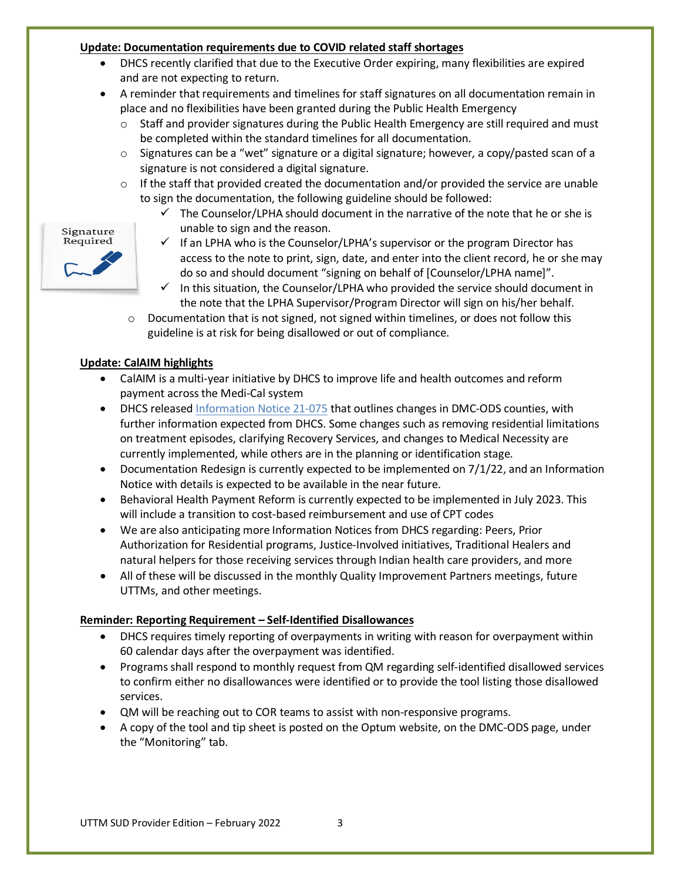**Update: Documentation requirements due to COVID related staff shortages**

- DHCS recently clarified that due to the Executive Order expiring, many flexibilities are expired and are not expecting to return.
- A reminder that requirements and timelines for staff signatures on all documentation remain in place and no flexibilities have been granted during the Public Health Emergency
    - Staff and provider signatures during the Public Health Emergency are still required and must be completed within the standard timelines for all documentation.
    - Signatures can be a "wet" signature or a digital signature; however, a copy/pasted scan of a signature is not considered a digital signature.
    - If the staff that provided created the documentation and/or provided the service are unable to sign the documentation, the following guideline should be followed:
        - ✓ The Counselor/LPHA should document in the narrative of the note that he or she is unable to sign and the reason.
        - ✓ If an LPHA who is the Counselor/LPHA's supervisor or the program Director has access to the note to print, sign, date, and enter into the client record, he or she may do so and should document "signing on behalf of [Counselor/LPHA name]".
        - ✓ In this situation, the Counselor/LPHA who provided the service should document in the note that the LPHA Supervisor/Program Director will sign on his/her behalf.
    - Documentation that is not signed, not signed within timelines, or does not follow this guideline is at risk for being disallowed or out of compliance.

**Update: CalAIM highlights**

- CalAIM is a multi-year initiative by DHCS to improve life and health outcomes and reform payment across the Medi-Cal system
- DHCS released Information Notice 21-075 that outlines changes in DMC-ODS counties, with further information expected from DHCS. Some changes such as removing residential limitations on treatment episodes, clarifying Recovery Services, and changes to Medical Necessity are currently implemented, while others are in the planning or identification stage.
- Documentation Redesign is currently expected to be implemented on 7/1/22, and an Information Notice with details is expected to be available in the near future.
- Behavioral Health Payment Reform is currently expected to be implemented in July 2023. This will include a transition to cost-based reimbursement and use of CPT codes
- We are also anticipating more Information Notices from DHCS regarding: Peers, Prior Authorization for Residential programs, Justice-Involved initiatives, Traditional Healers and natural helpers for those receiving services through Indian health care providers, and more
- All of these will be discussed in the monthly Quality Improvement Partners meetings, future UTTMs, and other meetings.

**Reminder: Reporting Requirement – Self-Identified Disallowances**

- DHCS requires timely reporting of overpayments in writing with reason for overpayment within 60 calendar days after the overpayment was identified.
- Programs shall respond to monthly request from QM regarding self-identified disallowed services to confirm either no disallowances were identified or to provide the tool listing those disallowed services.
- QM will be reaching out to COR teams to assist with non-responsive programs.
- A copy of the tool and tip sheet is posted on the Optum website, on the DMC-ODS page, under the "Monitoring" tab.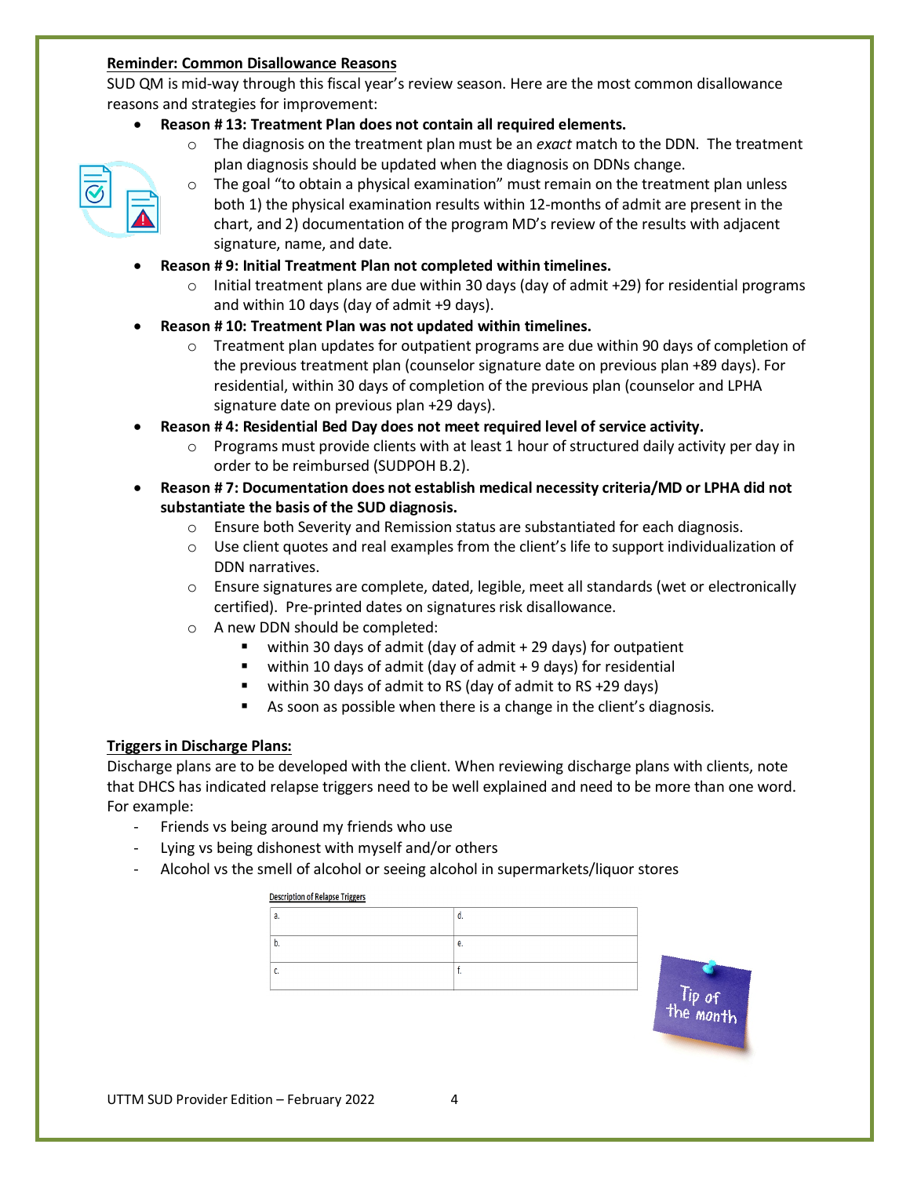**Reminder: Common Disallowance Reasons**

SUD QM is mid-way through this fiscal year's review season. Here are the most common disallowance reasons and strategies for improvement:

- **Reason # 13: Treatment Plan does not contain all required elements.**
  - The diagnosis on the treatment plan must be an *exact* match to the DDN. The treatment plan diagnosis should be updated when the diagnosis on DDNs change.
  - The goal "to obtain a physical examination" must remain on the treatment plan unless both 1) the physical examination results within 12-months of admit are present in the chart, and 2) documentation of the program MD's review of the results with adjacent signature, name, and date.
- **Reason # 9: Initial Treatment Plan not completed within timelines.**
  - Initial treatment plans are due within 30 days (day of admit +29) for residential programs and within 10 days (day of admit +9 days).
- **Reason # 10: Treatment Plan was not updated within timelines.**
  - Treatment plan updates for outpatient programs are due within 90 days of completion of the previous treatment plan (counselor signature date on previous plan +89 days). For residential, within 30 days of completion of the previous plan (counselor and LPHA signature date on previous plan +29 days).
- **Reason # 4: Residential Bed Day does not meet required level of service activity.**
  - Programs must provide clients with at least 1 hour of structured daily activity per day in order to be reimbursed (SUDPOH B.2).
- **Reason # 7: Documentation does not establish medical necessity criteria/MD or LPHA did not substantiate the basis of the SUD diagnosis.**
  - Ensure both Severity and Remission status are substantiated for each diagnosis.
  - Use client quotes and real examples from the client's life to support individualization of DDN narratives.
  - Ensure signatures are complete, dated, legible, meet all standards (wet or electronically certified). Pre-printed dates on signatures risk disallowance.
  - A new DDN should be completed:
    - within 30 days of admit (day of admit + 29 days) for outpatient
    - within 10 days of admit (day of admit + 9 days) for residential
    - within 30 days of admit to RS (day of admit to RS +29 days)
    - As soon as possible when there is a change in the client's diagnosis.

**Triggers in Discharge Plans:**

Discharge plans are to be developed with the client. When reviewing discharge plans with clients, note that DHCS has indicated relapse triggers need to be well explained and need to be more than one word. For example:

- Friends vs being around my friends who use
- Lying vs being dishonest with myself and/or others
- Alcohol vs the smell of alcohol or seeing alcohol in supermarkets/liquor stores

**Description of Relapse Triggers**

| | |
|---|---|
| a. | d. |
| b. | e. |
| c. | f. |

Tip of the month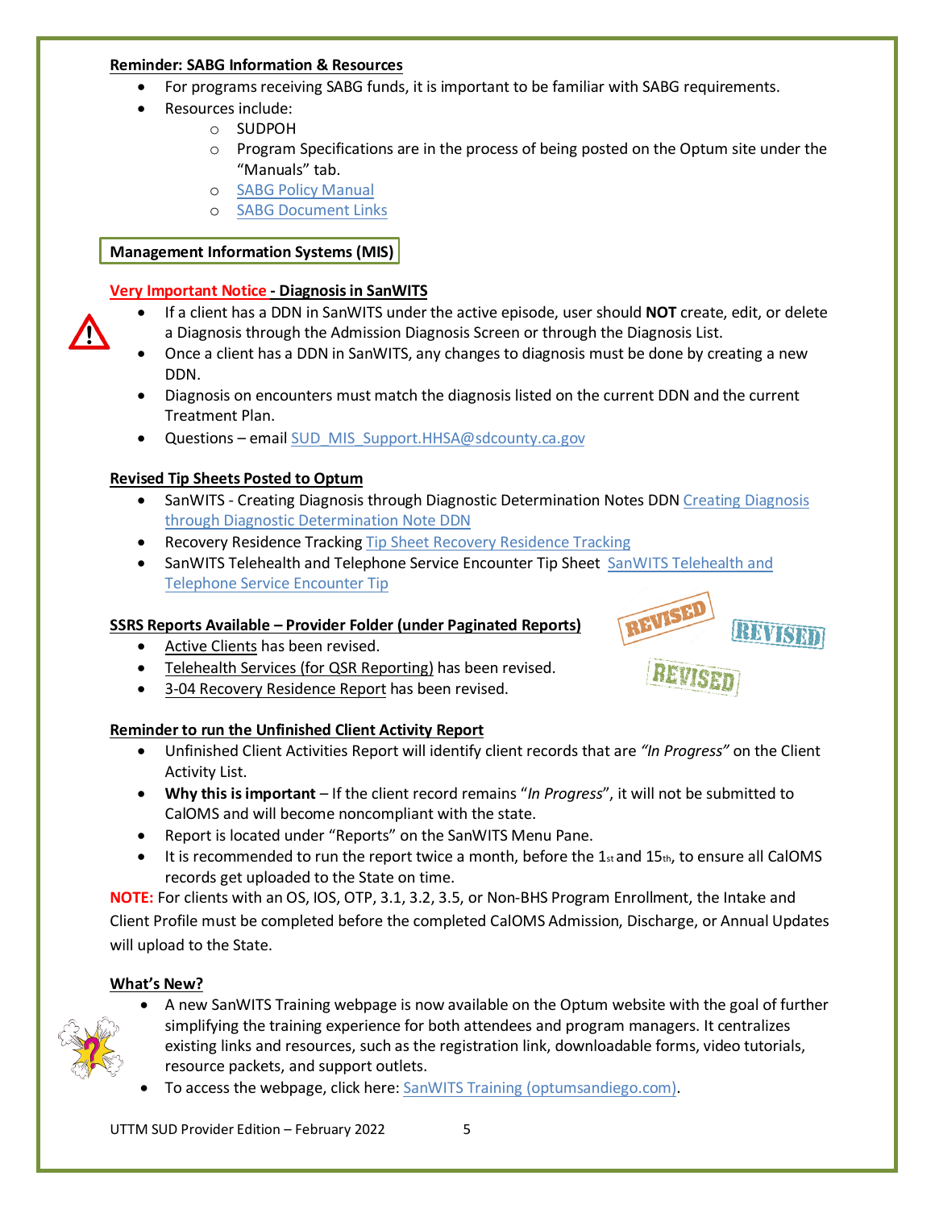**Reminder: SABG Information & Resources**

- For programs receiving SABG funds, it is important to be familiar with SABG requirements.
- Resources include:
  - SUDPOH
  - Program Specifications are in the process of being posted on the Optum site under the "Manuals" tab.
  - SABG Policy Manual
  - SABG Document Links

## Management Information Systems (MIS)

**Very Important Notice - Diagnosis in SanWITS**

- If a client has a DDN in SanWITS under the active episode, user should **NOT** create, edit, or delete a Diagnosis through the Admission Diagnosis Screen or through the Diagnosis List.
- Once a client has a DDN in SanWITS, any changes to diagnosis must be done by creating a new DDN.
- Diagnosis on encounters must match the diagnosis listed on the current DDN and the current Treatment Plan.
- Questions – email SUD_MIS_Support.HHSA@sdcounty.ca.gov

**Revised Tip Sheets Posted to Optum**

- SanWITS - Creating Diagnosis through Diagnostic Determination Notes DDN Creating Diagnosis through Diagnostic Determination Note DDN
- Recovery Residence Tracking Tip Sheet Recovery Residence Tracking
- SanWITS Telehealth and Telephone Service Encounter Tip Sheet SanWITS Telehealth and Telephone Service Encounter Tip

**SSRS Reports Available – Provider Folder (under Paginated Reports)**

- Active Clients has been revised.
- Telehealth Services (for QSR Reporting) has been revised.
- 3-04 Recovery Residence Report has been revised.

**Reminder to run the Unfinished Client Activity Report**

- Unfinished Client Activities Report will identify client records that are *"In Progress"* on the Client Activity List.
- **Why this is important** – If the client record remains "*In Progress*", it will not be submitted to CalOMS and will become noncompliant with the state.
- Report is located under "Reports" on the SanWITS Menu Pane.
- It is recommended to run the report twice a month, before the 1st and 15th, to ensure all CalOMS records get uploaded to the State on time.

**NOTE:** For clients with an OS, IOS, OTP, 3.1, 3.2, 3.5, or Non-BHS Program Enrollment, the Intake and Client Profile must be completed before the completed CalOMS Admission, Discharge, or Annual Updates will upload to the State.

**What's New?**

- A new SanWITS Training webpage is now available on the Optum website with the goal of further simplifying the training experience for both attendees and program managers. It centralizes existing links and resources, such as the registration link, downloadable forms, video tutorials, resource packets, and support outlets.
- To access the webpage, click here: SanWITS Training (optumsandiego.com).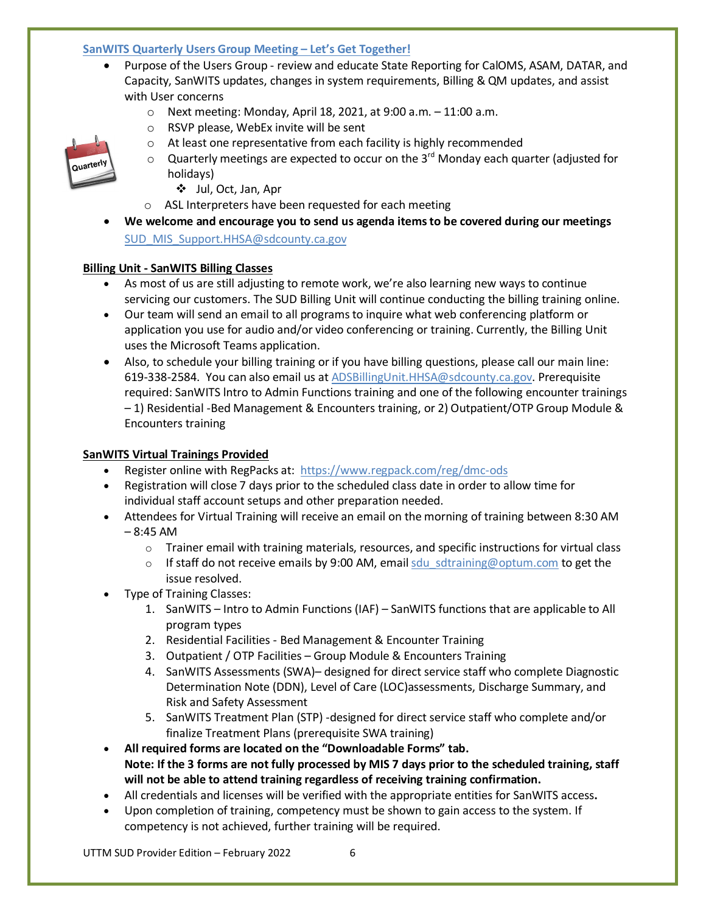## SanWITS Quarterly Users Group Meeting – Let's Get Together!

- Purpose of the Users Group - review and educate State Reporting for CalOMS, ASAM, DATAR, and Capacity, SanWITS updates, changes in system requirements, Billing & QM updates, and assist with User concerns
  - Next meeting: Monday, April 18, 2021, at 9:00 a.m. – 11:00 a.m.
  - RSVP please, WebEx invite will be sent
  - At least one representative from each facility is highly recommended
  - Quarterly meetings are expected to occur on the 3rd Monday each quarter (adjusted for holidays)
    - Jul, Oct, Jan, Apr
  - ASL Interpreters have been requested for each meeting
- **We welcome and encourage you to send us agenda items to be covered during our meetings** SUD_MIS_Support.HHSA@sdcounty.ca.gov

## Billing Unit - SanWITS Billing Classes

- As most of us are still adjusting to remote work, we're also learning new ways to continue servicing our customers. The SUD Billing Unit will continue conducting the billing training online.
- Our team will send an email to all programs to inquire what web conferencing platform or application you use for audio and/or video conferencing or training. Currently, the Billing Unit uses the Microsoft Teams application.
- Also, to schedule your billing training or if you have billing questions, please call our main line: 619-338-2584. You can also email us at ADSBillingUnit.HHSA@sdcounty.ca.gov. Prerequisite required: SanWITS Intro to Admin Functions training and one of the following encounter trainings – 1) Residential -Bed Management & Encounters training, or 2) Outpatient/OTP Group Module & Encounters training

## SanWITS Virtual Trainings Provided

- Register online with RegPacks at: https://www.regpack.com/reg/dmc-ods
- Registration will close 7 days prior to the scheduled class date in order to allow time for individual staff account setups and other preparation needed.
- Attendees for Virtual Training will receive an email on the morning of training between 8:30 AM – 8:45 AM
  - Trainer email with training materials, resources, and specific instructions for virtual class
  - If staff do not receive emails by 9:00 AM, email sdu_sdtraining@optum.com to get the issue resolved.
- Type of Training Classes:
  1. SanWITS – Intro to Admin Functions (IAF) – SanWITS functions that are applicable to All program types
  2. Residential Facilities - Bed Management & Encounter Training
  3. Outpatient / OTP Facilities – Group Module & Encounters Training
  4. SanWITS Assessments (SWA)– designed for direct service staff who complete Diagnostic Determination Note (DDN), Level of Care (LOC)assessments, Discharge Summary, and Risk and Safety Assessment
  5. SanWITS Treatment Plan (STP) -designed for direct service staff who complete and/or finalize Treatment Plans (prerequisite SWA training)
- **All required forms are located on the "Downloadable Forms" tab.**
  **Note: If the 3 forms are not fully processed by MIS 7 days prior to the scheduled training, staff will not be able to attend training regardless of receiving training confirmation.**
- All credentials and licenses will be verified with the appropriate entities for SanWITS access**.**
- Upon completion of training, competency must be shown to gain access to the system. If competency is not achieved, further training will be required.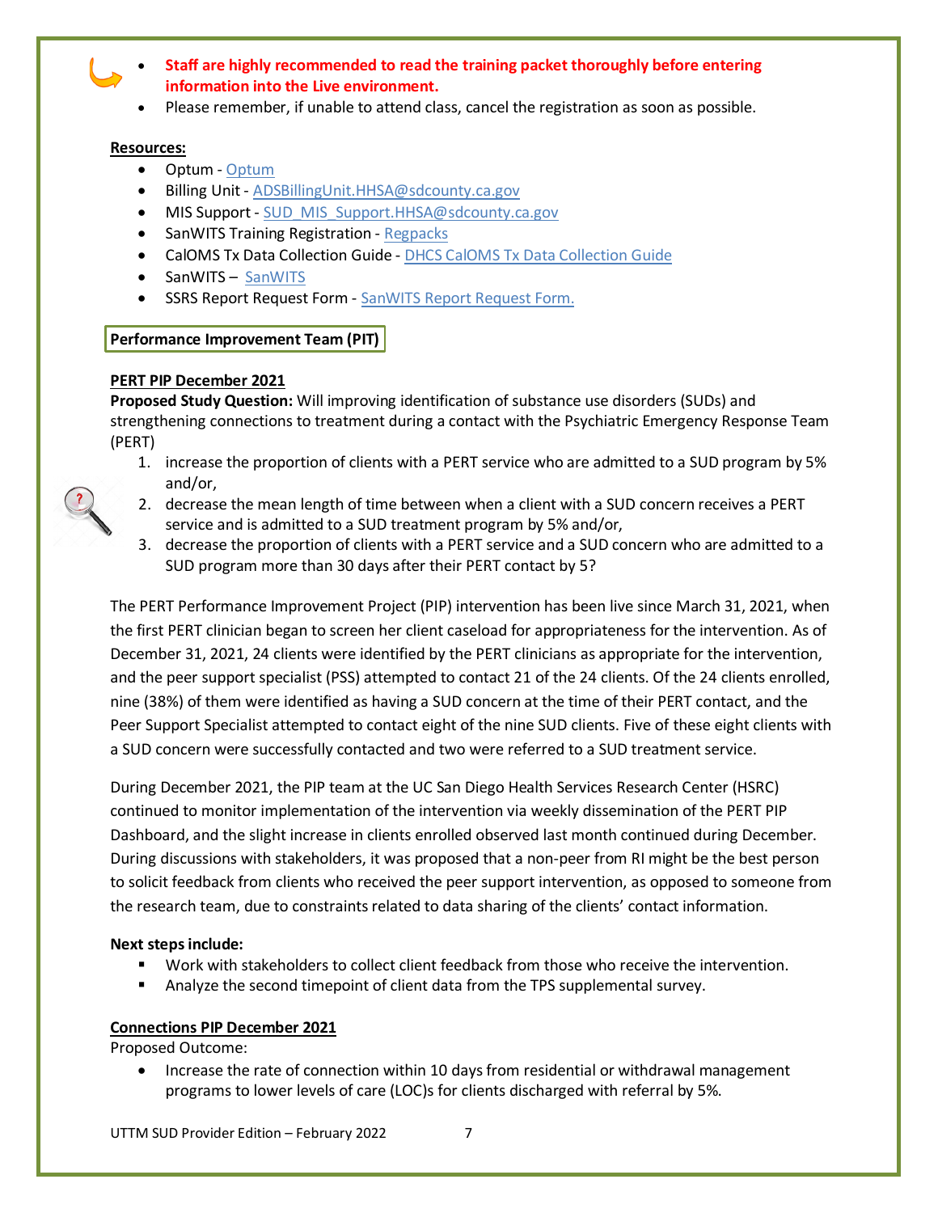- **Staff are highly recommended to read the training packet thoroughly before entering information into the Live environment.**
- Please remember, if unable to attend class, cancel the registration as soon as possible.

**Resources:**

- Optum - Optum
- Billing Unit - ADSBillingUnit.HHSA@sdcounty.ca.gov
- MIS Support - SUD_MIS_Support.HHSA@sdcounty.ca.gov
- SanWITS Training Registration - Regpacks
- CalOMS Tx Data Collection Guide - DHCS CalOMS Tx Data Collection Guide
- SanWITS – SanWITS
- SSRS Report Request Form - SanWITS Report Request Form.

## Performance Improvement Team (PIT)

### PERT PIP December 2021

**Proposed Study Question:** Will improving identification of substance use disorders (SUDs) and strengthening connections to treatment during a contact with the Psychiatric Emergency Response Team (PERT)

1. increase the proportion of clients with a PERT service who are admitted to a SUD program by 5% and/or,
2. decrease the mean length of time between when a client with a SUD concern receives a PERT service and is admitted to a SUD treatment program by 5% and/or,
3. decrease the proportion of clients with a PERT service and a SUD concern who are admitted to a SUD program more than 30 days after their PERT contact by 5?

The PERT Performance Improvement Project (PIP) intervention has been live since March 31, 2021, when the first PERT clinician began to screen her client caseload for appropriateness for the intervention. As of December 31, 2021, 24 clients were identified by the PERT clinicians as appropriate for the intervention, and the peer support specialist (PSS) attempted to contact 21 of the 24 clients. Of the 24 clients enrolled, nine (38%) of them were identified as having a SUD concern at the time of their PERT contact, and the Peer Support Specialist attempted to contact eight of the nine SUD clients. Five of these eight clients with a SUD concern were successfully contacted and two were referred to a SUD treatment service.

During December 2021, the PIP team at the UC San Diego Health Services Research Center (HSRC) continued to monitor implementation of the intervention via weekly dissemination of the PERT PIP Dashboard, and the slight increase in clients enrolled observed last month continued during December. During discussions with stakeholders, it was proposed that a non-peer from RI might be the best person to solicit feedback from clients who received the peer support intervention, as opposed to someone from the research team, due to constraints related to data sharing of the clients' contact information.

**Next steps include:**

- Work with stakeholders to collect client feedback from those who receive the intervention.
- Analyze the second timepoint of client data from the TPS supplemental survey.

### Connections PIP December 2021

Proposed Outcome:

- Increase the rate of connection within 10 days from residential or withdrawal management programs to lower levels of care (LOC)s for clients discharged with referral by 5%.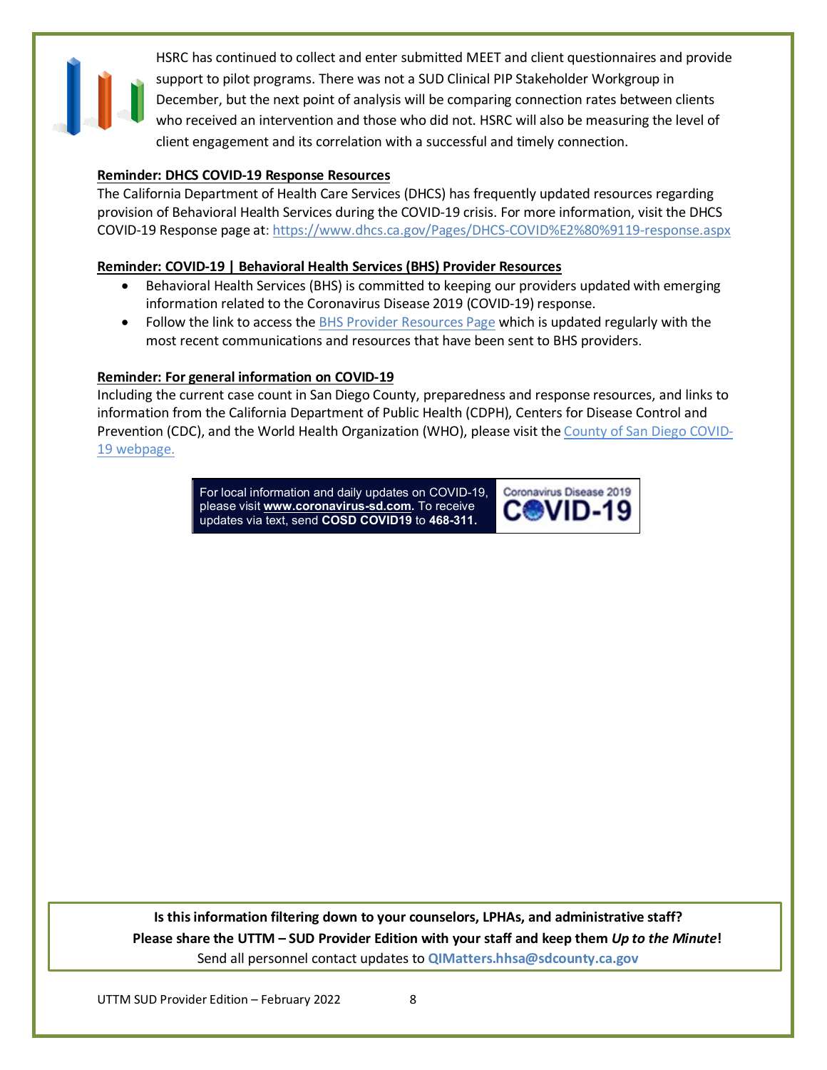HSRC has continued to collect and enter submitted MEET and client questionnaires and provide support to pilot programs. There was not a SUD Clinical PIP Stakeholder Workgroup in December, but the next point of analysis will be comparing connection rates between clients who received an intervention and those who did not. HSRC will also be measuring the level of client engagement and its correlation with a successful and timely connection.

**Reminder: DHCS COVID-19 Response Resources**

The California Department of Health Care Services (DHCS) has frequently updated resources regarding provision of Behavioral Health Services during the COVID-19 crisis. For more information, visit the DHCS COVID-19 Response page at: https://www.dhcs.ca.gov/Pages/DHCS-COVID%E2%80%9119-response.aspx

**Reminder: COVID-19 | Behavioral Health Services (BHS) Provider Resources**

- Behavioral Health Services (BHS) is committed to keeping our providers updated with emerging information related to the Coronavirus Disease 2019 (COVID-19) response.
- Follow the link to access the BHS Provider Resources Page which is updated regularly with the most recent communications and resources that have been sent to BHS providers.

**Reminder: For general information on COVID-19**

Including the current case count in San Diego County, preparedness and response resources, and links to information from the California Department of Public Health (CDPH), Centers for Disease Control and Prevention (CDC), and the World Health Organization (WHO), please visit the County of San Diego COVID-19 webpage.

For local information and daily updates on COVID-19, please visit **www.coronavirus-sd.com.** To receive updates via text, send **COSD COVID19** to **468-311.**

Coronavirus Disease 2019
COVID-19

**Is this information filtering down to your counselors, LPHAs, and administrative staff?**
**Please share the UTTM – SUD Provider Edition with your staff and keep them *Up to the Minute*!**
Send all personnel contact updates to **QIMatters.hhsa@sdcounty.ca.gov**